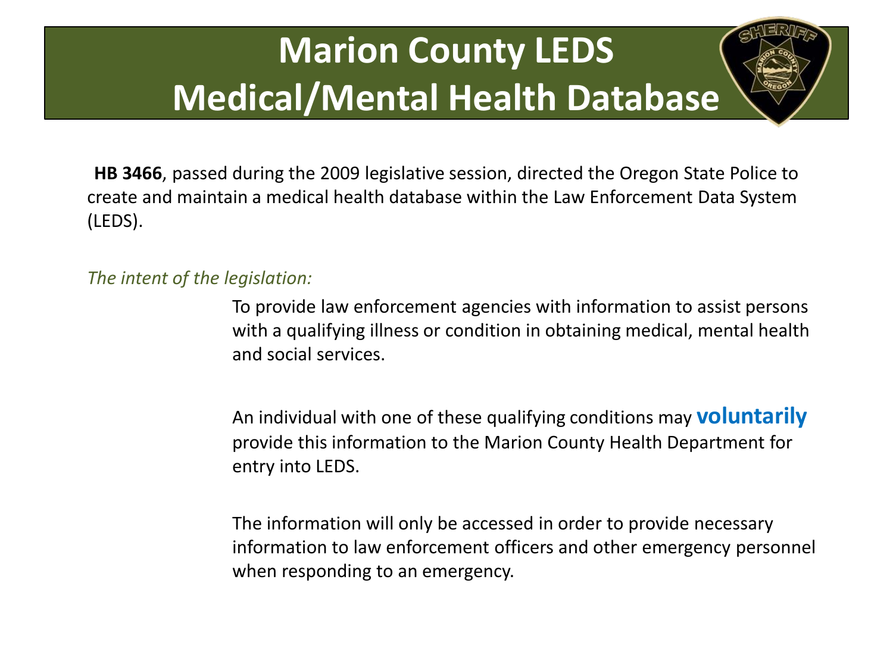# Marion County LEDS Medical/Mental Health Database

**HB 3466**, passed during the 2009 legislative session, directed the Oregon State Police to create and maintain a medical health database within the Law Enforcement Data System (LEDS).

*The intent of the legislation:*

To provide law enforcement agencies with information to assist persons with a qualifying illness or condition in obtaining medical, mental health and social services.

An individual with one of these qualifying conditions may **voluntarily** provide this information to the Marion County Health Department for entry into LEDS.

The information will only be accessed in order to provide necessary information to law enforcement officers and other emergency personnel when responding to an emergency.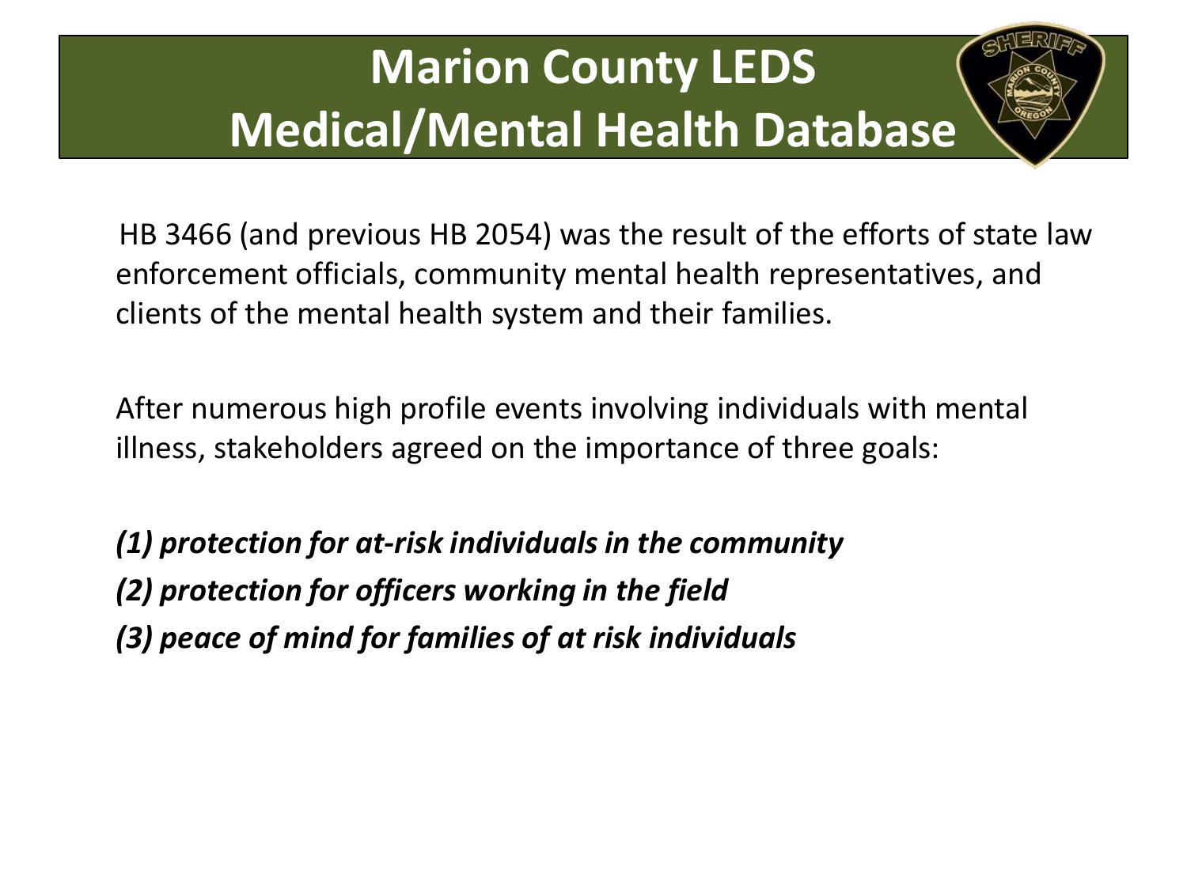# Marion County LEDS Medical/Mental Health Database

HB 3466 (and previous HB 2054) was the result of the efforts of state law enforcement officials, community mental health representatives, and clients of the mental health system and their families.

After numerous high profile events involving individuals with mental illness, stakeholders agreed on the importance of three goals:

***(1) protection for at-risk individuals in the community***
***(2) protection for officers working in the field***
***(3) peace of mind for families of at risk individuals***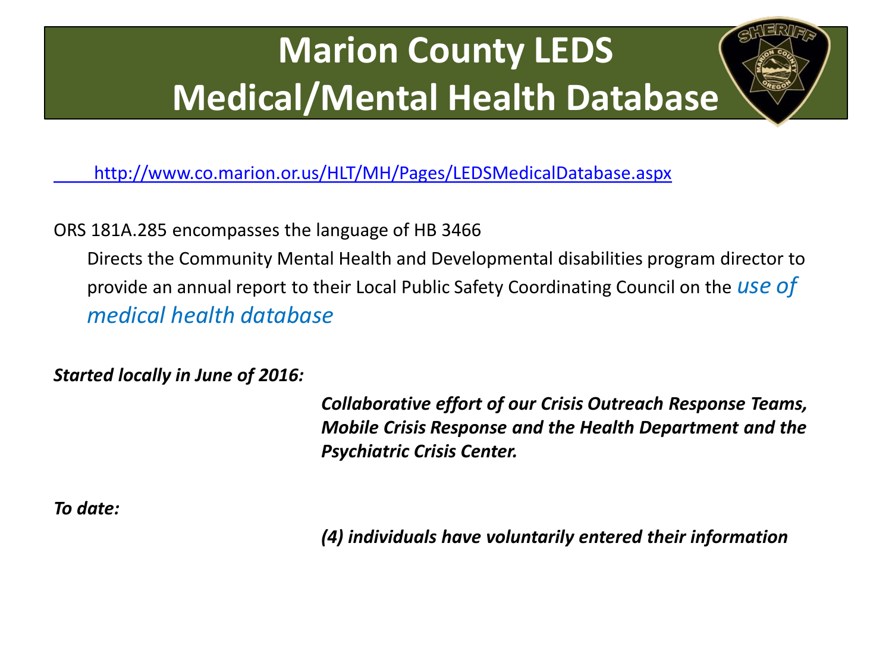# Marion County LEDS Medical/Mental Health Database

http://www.co.marion.or.us/HLT/MH/Pages/LEDSMedicalDatabase.aspx

ORS 181A.285 encompasses the language of HB 3466

Directs the Community Mental Health and Developmental disabilities program director to provide an annual report to their Local Public Safety Coordinating Council on the *use of medical health database*

***Started locally in June of 2016:***

***Collaborative effort of our Crisis Outreach Response Teams, Mobile Crisis Response and the Health Department and the Psychiatric Crisis Center.***

***To date:***

***(4) individuals have voluntarily entered their information***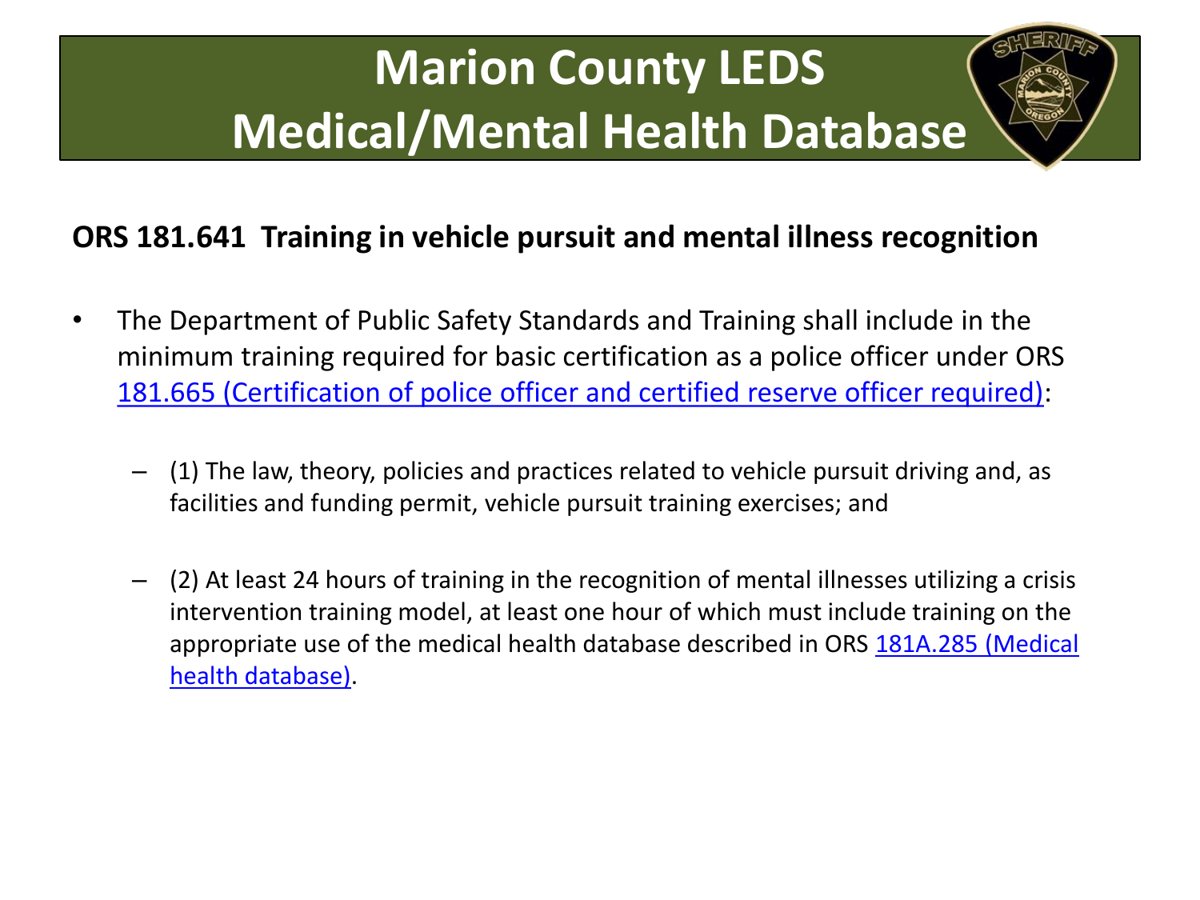# Marion County LEDS Medical/Mental Health Database

**ORS 181.641 Training in vehicle pursuit and mental illness recognition**

- The Department of Public Safety Standards and Training shall include in the minimum training required for basic certification as a police officer under ORS 181.665 (Certification of police officer and certified reserve officer required):
  - (1) The law, theory, policies and practices related to vehicle pursuit driving and, as facilities and funding permit, vehicle pursuit training exercises; and
  - (2) At least 24 hours of training in the recognition of mental illnesses utilizing a crisis intervention training model, at least one hour of which must include training on the appropriate use of the medical health database described in ORS 181A.285 (Medical health database).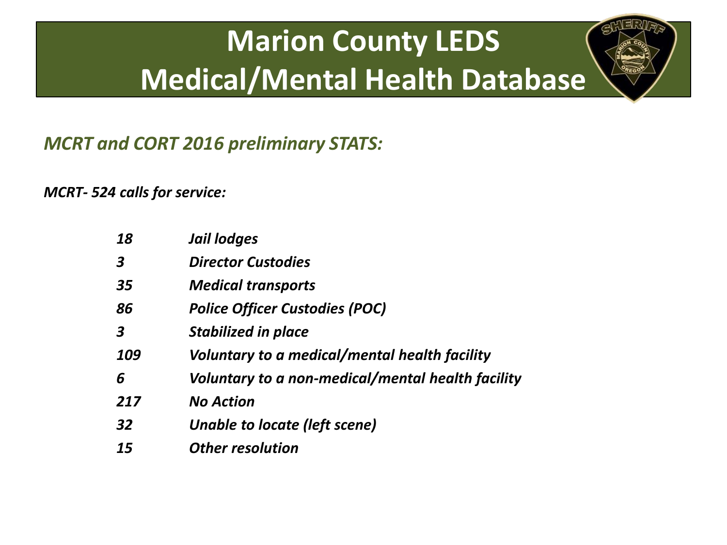# Marion County LEDS Medical/Mental Health Database

## *MCRT and CORT 2016 preliminary STATS:*

***MCRT- 524 calls for service:***

| | |
|---|---|
| ***18*** | ***Jail lodges*** |
| ***3*** | ***Director Custodies*** |
| ***35*** | ***Medical transports*** |
| ***86*** | ***Police Officer Custodies (POC)*** |
| ***3*** | ***Stabilized in place*** |
| ***109*** | ***Voluntary to a medical/mental health facility*** |
| ***6*** | ***Voluntary to a non-medical/mental health facility*** |
| ***217*** | ***No Action*** |
| ***32*** | ***Unable to locate (left scene)*** |
| ***15*** | ***Other resolution*** |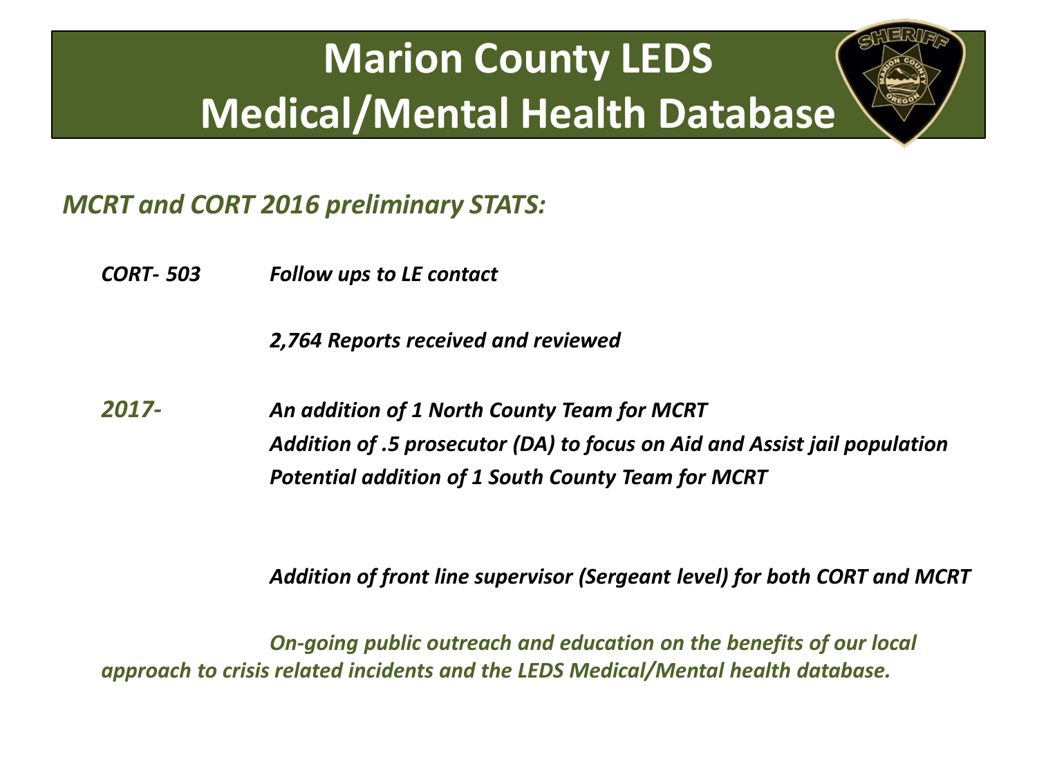# Marion County LEDS Medical/Mental Health Database

***MCRT and CORT 2016 preliminary STATS:***

***CORT- 503*** ***Follow ups to LE contact***

***2,764 Reports received and reviewed***

***2017-*** ***An addition of 1 North County Team for MCRT***
***Addition of .5 prosecutor (DA) to focus on Aid and Assist jail population***
***Potential addition of 1 South County Team for MCRT***

***Addition of front line supervisor (Sergeant level) for both CORT and MCRT***

***On-going public outreach and education on the benefits of our local approach to crisis related incidents and the LEDS Medical/Mental health database.***